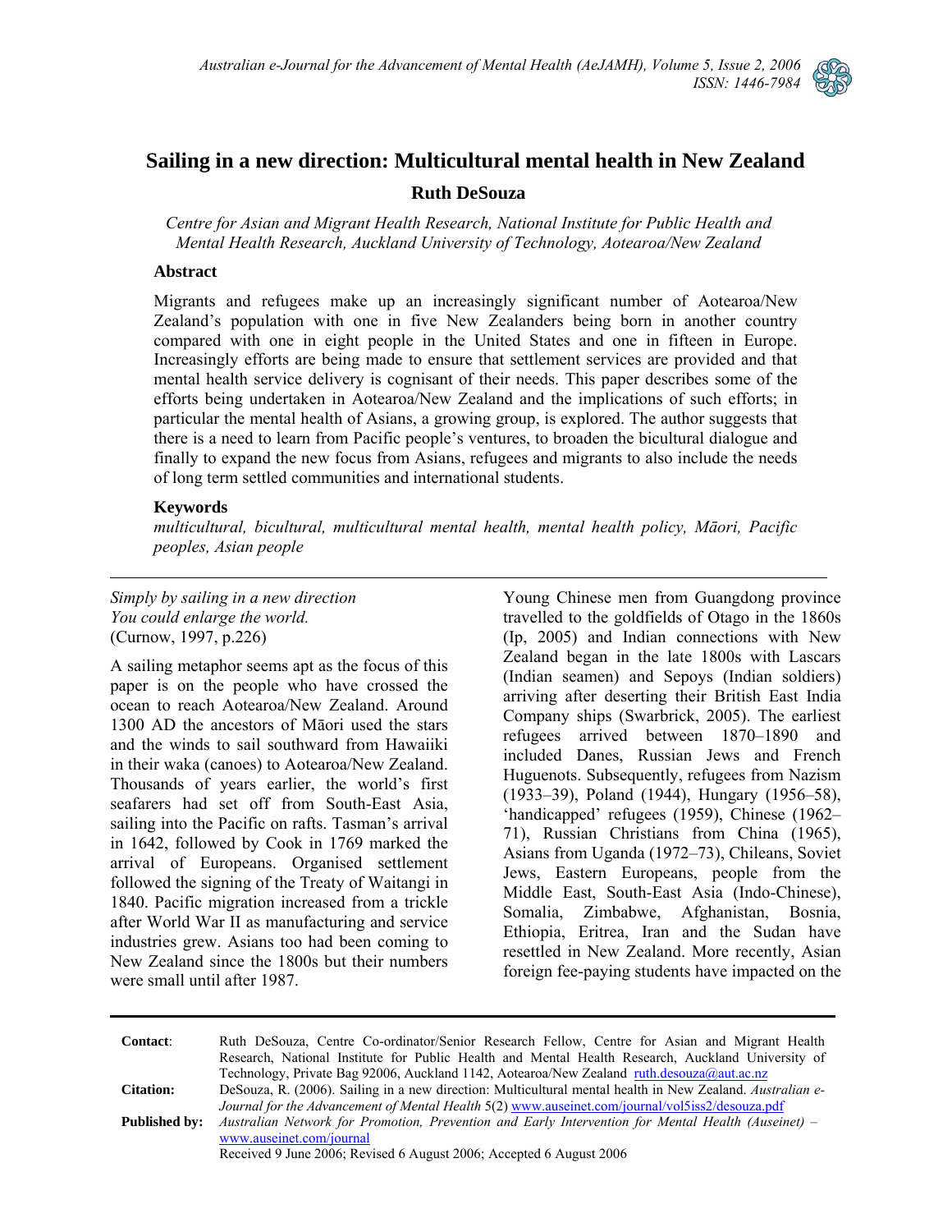# Sailing in a new direction: Multicultural mental health in New Zealand

**Ruth DeSouza**

*Centre for Asian and Migrant Health Research, National Institute for Public Health and Mental Health Research, Auckland University of Technology, Aotearoa/New Zealand*

## Abstract

Migrants and refugees make up an increasingly significant number of Aotearoa/New Zealand's population with one in five New Zealanders being born in another country compared with one in eight people in the United States and one in fifteen in Europe. Increasingly efforts are being made to ensure that settlement services are provided and that mental health service delivery is cognisant of their needs. This paper describes some of the efforts being undertaken in Aotearoa/New Zealand and the implications of such efforts; in particular the mental health of Asians, a growing group, is explored. The author suggests that there is a need to learn from Pacific people's ventures, to broaden the bicultural dialogue and finally to expand the new focus from Asians, refugees and migrants to also include the needs of long term settled communities and international students.

## Keywords

*multicultural, bicultural, multicultural mental health, mental health policy, Māori, Pacific peoples, Asian people*

---

*Simply by sailing in a new direction*
*You could enlarge the world.*
(Curnow, 1997, p.226)

A sailing metaphor seems apt as the focus of this paper is on the people who have crossed the ocean to reach Aotearoa/New Zealand. Around 1300 AD the ancestors of Māori used the stars and the winds to sail southward from Hawaiiki in their waka (canoes) to Aotearoa/New Zealand. Thousands of years earlier, the world's first seafarers had set off from South-East Asia, sailing into the Pacific on rafts. Tasman's arrival in 1642, followed by Cook in 1769 marked the arrival of Europeans. Organised settlement followed the signing of the Treaty of Waitangi in 1840. Pacific migration increased from a trickle after World War II as manufacturing and service industries grew. Asians too had been coming to New Zealand since the 1800s but their numbers were small until after 1987.

Young Chinese men from Guangdong province travelled to the goldfields of Otago in the 1860s (Ip, 2005) and Indian connections with New Zealand began in the late 1800s with Lascars (Indian seamen) and Sepoys (Indian soldiers) arriving after deserting their British East India Company ships (Swarbrick, 2005). The earliest refugees arrived between 1870–1890 and included Danes, Russian Jews and French Huguenots. Subsequently, refugees from Nazism (1933–39), Poland (1944), Hungary (1956–58), 'handicapped' refugees (1959), Chinese (1962–71), Russian Christians from China (1965), Asians from Uganda (1972–73), Chileans, Soviet Jews, Eastern Europeans, people from the Middle East, South-East Asia (Indo-Chinese), Somalia, Zimbabwe, Afghanistan, Bosnia, Ethiopia, Eritrea, Iran and the Sudan have resettled in New Zealand. More recently, Asian foreign fee-paying students have impacted on the

---

**Contact**: Ruth DeSouza, Centre Co-ordinator/Senior Research Fellow, Centre for Asian and Migrant Health Research, National Institute for Public Health and Mental Health Research, Auckland University of Technology, Private Bag 92006, Auckland 1142, Aotearoa/New Zealand ruth.desouza@aut.ac.nz

**Citation:** DeSouza, R. (2006). Sailing in a new direction: Multicultural mental health in New Zealand. *Australian e-Journal for the Advancement of Mental Health* 5(2) www.auseinet.com/journal/vol5iss2/desouza.pdf

**Published by:** *Australian Network for Promotion, Prevention and Early Intervention for Mental Health (Auseinet)* – www.auseinet.com/journal

Received 9 June 2006; Revised 6 August 2006; Accepted 6 August 2006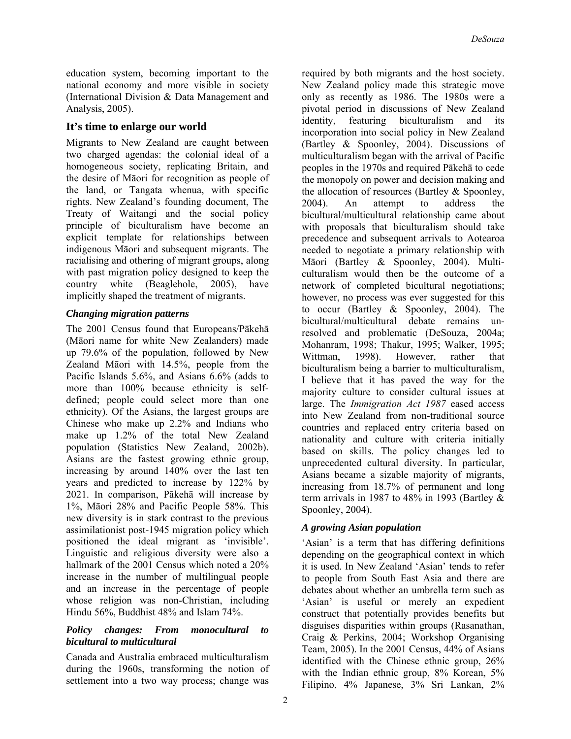education system, becoming important to the national economy and more visible in society (International Division & Data Management and Analysis, 2005).

## It's time to enlarge our world

Migrants to New Zealand are caught between two charged agendas: the colonial ideal of a homogeneous society, replicating Britain, and the desire of Māori for recognition as people of the land, or Tangata whenua, with specific rights. New Zealand's founding document, The Treaty of Waitangi and the social policy principle of biculturalism have become an explicit template for relationships between indigenous Māori and subsequent migrants. The racialising and othering of migrant groups, along with past migration policy designed to keep the country white (Beaglehole, 2005), have implicitly shaped the treatment of migrants.

### *Changing migration patterns*

The 2001 Census found that Europeans/Pākehā (Māori name for white New Zealanders) made up 79.6% of the population, followed by New Zealand Māori with 14.5%, people from the Pacific Islands 5.6%, and Asians 6.6% (adds to more than 100% because ethnicity is self-defined; people could select more than one ethnicity). Of the Asians, the largest groups are Chinese who make up 2.2% and Indians who make up 1.2% of the total New Zealand population (Statistics New Zealand, 2002b). Asians are the fastest growing ethnic group, increasing by around 140% over the last ten years and predicted to increase by 122% by 2021. In comparison, Pākehā will increase by 1%, Māori 28% and Pacific People 58%. This new diversity is in stark contrast to the previous assimilationist post-1945 migration policy which positioned the ideal migrant as 'invisible'. Linguistic and religious diversity were also a hallmark of the 2001 Census which noted a 20% increase in the number of multilingual people and an increase in the percentage of people whose religion was non-Christian, including Hindu 56%, Buddhist 48% and Islam 74%.

### *Policy changes: From monocultural to bicultural to multicultural*

Canada and Australia embraced multiculturalism during the 1960s, transforming the notion of settlement into a two way process; change was required by both migrants and the host society. New Zealand policy made this strategic move only as recently as 1986. The 1980s were a pivotal period in discussions of New Zealand identity, featuring biculturalism and its incorporation into social policy in New Zealand (Bartley & Spoonley, 2004). Discussions of multiculturalism began with the arrival of Pacific peoples in the 1970s and required Pākehā to cede the monopoly on power and decision making and the allocation of resources (Bartley & Spoonley, 2004). An attempt to address the bicultural/multicultural relationship came about with proposals that biculturalism should take precedence and subsequent arrivals to Aotearoa needed to negotiate a primary relationship with Māori (Bartley & Spoonley, 2004). Multiculturalism would then be the outcome of a network of completed bicultural negotiations; however, no process was ever suggested for this to occur (Bartley & Spoonley, 2004). The bicultural/multicultural debate remains unresolved and problematic (DeSouza, 2004a; Mohanram, 1998; Thakur, 1995; Walker, 1995; Wittman, 1998). However, rather that biculturalism being a barrier to multiculturalism, I believe that it has paved the way for the majority culture to consider cultural issues at large. The *Immigration Act 1987* eased access into New Zealand from non-traditional source countries and replaced entry criteria based on nationality and culture with criteria initially based on skills. The policy changes led to unprecedented cultural diversity. In particular, Asians became a sizable majority of migrants, increasing from 18.7% of permanent and long term arrivals in 1987 to 48% in 1993 (Bartley & Spoonley, 2004).

### *A growing Asian population*

'Asian' is a term that has differing definitions depending on the geographical context in which it is used. In New Zealand 'Asian' tends to refer to people from South East Asia and there are debates about whether an umbrella term such as 'Asian' is useful or merely an expedient construct that potentially provides benefits but disguises disparities within groups (Rasanathan, Craig & Perkins, 2004; Workshop Organising Team, 2005). In the 2001 Census, 44% of Asians identified with the Chinese ethnic group, 26% with the Indian ethnic group, 8% Korean, 5% Filipino, 4% Japanese, 3% Sri Lankan, 2%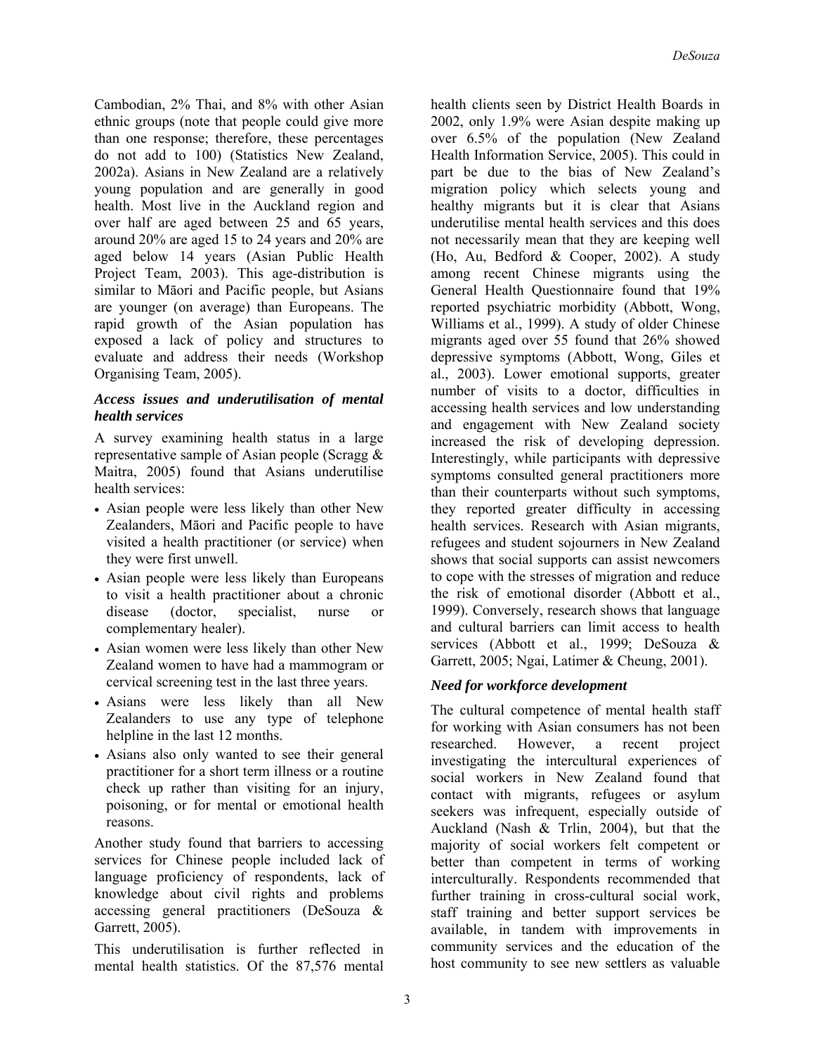Cambodian, 2% Thai, and 8% with other Asian ethnic groups (note that people could give more than one response; therefore, these percentages do not add to 100) (Statistics New Zealand, 2002a). Asians in New Zealand are a relatively young population and are generally in good health. Most live in the Auckland region and over half are aged between 25 and 65 years, around 20% are aged 15 to 24 years and 20% are aged below 14 years (Asian Public Health Project Team, 2003). This age-distribution is similar to Māori and Pacific people, but Asians are younger (on average) than Europeans. The rapid growth of the Asian population has exposed a lack of policy and structures to evaluate and address their needs (Workshop Organising Team, 2005).

### *Access issues and underutilisation of mental health services*

A survey examining health status in a large representative sample of Asian people (Scragg & Maitra, 2005) found that Asians underutilise health services:

- Asian people were less likely than other New Zealanders, Māori and Pacific people to have visited a health practitioner (or service) when they were first unwell.
- Asian people were less likely than Europeans to visit a health practitioner about a chronic disease (doctor, specialist, nurse or complementary healer).
- Asian women were less likely than other New Zealand women to have had a mammogram or cervical screening test in the last three years.
- Asians were less likely than all New Zealanders to use any type of telephone helpline in the last 12 months.
- Asians also only wanted to see their general practitioner for a short term illness or a routine check up rather than visiting for an injury, poisoning, or for mental or emotional health reasons.

Another study found that barriers to accessing services for Chinese people included lack of language proficiency of respondents, lack of knowledge about civil rights and problems accessing general practitioners (DeSouza & Garrett, 2005).

This underutilisation is further reflected in mental health statistics. Of the 87,576 mental health clients seen by District Health Boards in 2002, only 1.9% were Asian despite making up over 6.5% of the population (New Zealand Health Information Service, 2005). This could in part be due to the bias of New Zealand's migration policy which selects young and healthy migrants but it is clear that Asians underutilise mental health services and this does not necessarily mean that they are keeping well (Ho, Au, Bedford & Cooper, 2002). A study among recent Chinese migrants using the General Health Questionnaire found that 19% reported psychiatric morbidity (Abbott, Wong, Williams et al., 1999). A study of older Chinese migrants aged over 55 found that 26% showed depressive symptoms (Abbott, Wong, Giles et al., 2003). Lower emotional supports, greater number of visits to a doctor, difficulties in accessing health services and low understanding and engagement with New Zealand society increased the risk of developing depression. Interestingly, while participants with depressive symptoms consulted general practitioners more than their counterparts without such symptoms, they reported greater difficulty in accessing health services. Research with Asian migrants, refugees and student sojourners in New Zealand shows that social supports can assist newcomers to cope with the stresses of migration and reduce the risk of emotional disorder (Abbott et al., 1999). Conversely, research shows that language and cultural barriers can limit access to health services (Abbott et al., 1999; DeSouza & Garrett, 2005; Ngai, Latimer & Cheung, 2001).

### *Need for workforce development*

The cultural competence of mental health staff for working with Asian consumers has not been researched. However, a recent project investigating the intercultural experiences of social workers in New Zealand found that contact with migrants, refugees or asylum seekers was infrequent, especially outside of Auckland (Nash & Trlin, 2004), but that the majority of social workers felt competent or better than competent in terms of working interculturally. Respondents recommended that further training in cross-cultural social work, staff training and better support services be available, in tandem with improvements in community services and the education of the host community to see new settlers as valuable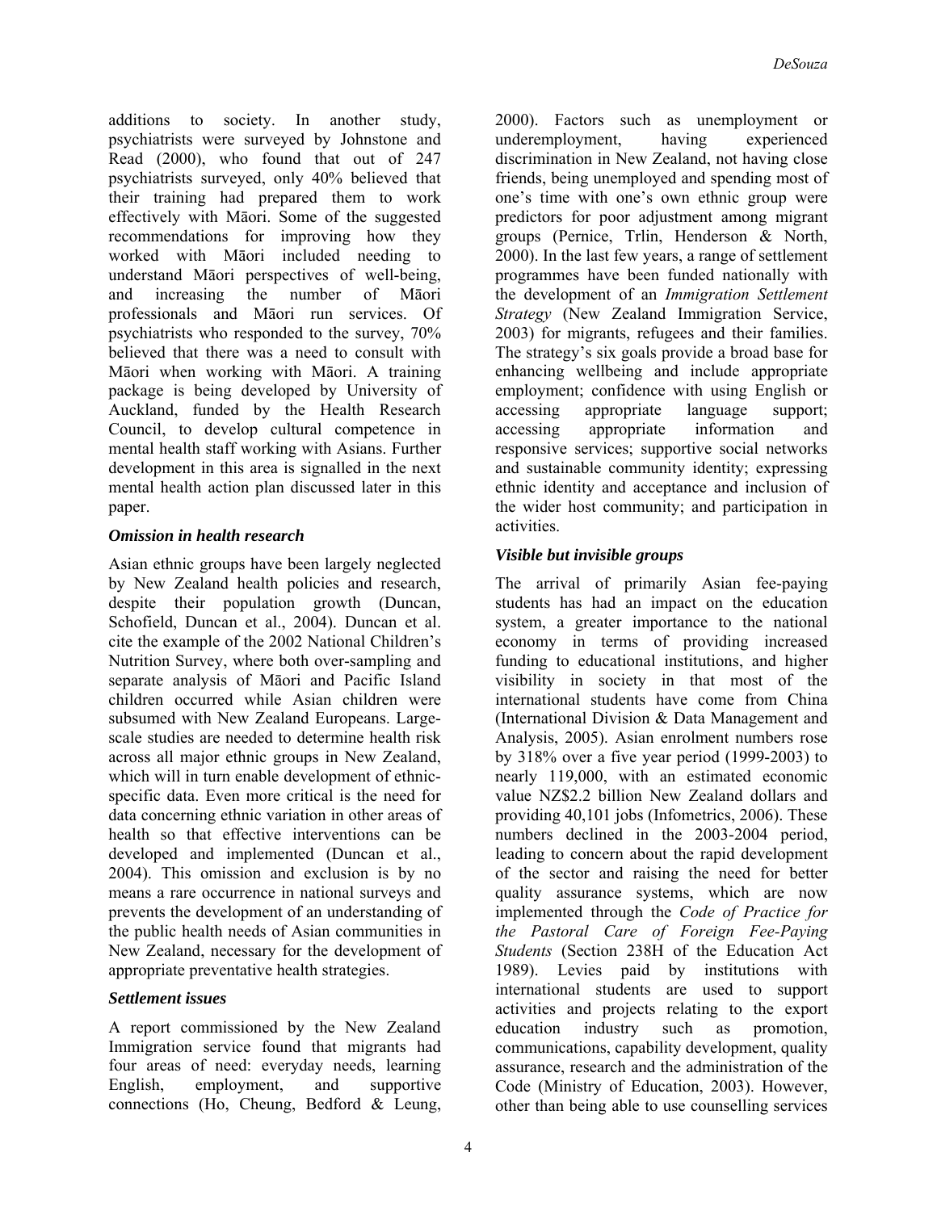additions to society. In another study, psychiatrists were surveyed by Johnstone and Read (2000), who found that out of 247 psychiatrists surveyed, only 40% believed that their training had prepared them to work effectively with Māori. Some of the suggested recommendations for improving how they worked with Māori included needing to understand Māori perspectives of well-being, and increasing the number of Māori professionals and Māori run services. Of psychiatrists who responded to the survey, 70% believed that there was a need to consult with Māori when working with Māori. A training package is being developed by University of Auckland, funded by the Health Research Council, to develop cultural competence in mental health staff working with Asians. Further development in this area is signalled in the next mental health action plan discussed later in this paper.

### *Omission in health research*

Asian ethnic groups have been largely neglected by New Zealand health policies and research, despite their population growth (Duncan, Schofield, Duncan et al., 2004). Duncan et al. cite the example of the 2002 National Children's Nutrition Survey, where both over-sampling and separate analysis of Māori and Pacific Island children occurred while Asian children were subsumed with New Zealand Europeans. Large-scale studies are needed to determine health risk across all major ethnic groups in New Zealand, which will in turn enable development of ethnic-specific data. Even more critical is the need for data concerning ethnic variation in other areas of health so that effective interventions can be developed and implemented (Duncan et al., 2004). This omission and exclusion is by no means a rare occurrence in national surveys and prevents the development of an understanding of the public health needs of Asian communities in New Zealand, necessary for the development of appropriate preventative health strategies.

### *Settlement issues*

A report commissioned by the New Zealand Immigration service found that migrants had four areas of need: everyday needs, learning English, employment, and supportive connections (Ho, Cheung, Bedford & Leung, 2000). Factors such as unemployment or underemployment, having experienced discrimination in New Zealand, not having close friends, being unemployed and spending most of one's time with one's own ethnic group were predictors for poor adjustment among migrant groups (Pernice, Trlin, Henderson & North, 2000). In the last few years, a range of settlement programmes have been funded nationally with the development of an *Immigration Settlement Strategy* (New Zealand Immigration Service, 2003) for migrants, refugees and their families. The strategy's six goals provide a broad base for enhancing wellbeing and include appropriate employment; confidence with using English or accessing appropriate language support; accessing appropriate information and responsive services; supportive social networks and sustainable community identity; expressing ethnic identity and acceptance and inclusion of the wider host community; and participation in activities.

### *Visible but invisible groups*

The arrival of primarily Asian fee-paying students has had an impact on the education system, a greater importance to the national economy in terms of providing increased funding to educational institutions, and higher visibility in society in that most of the international students have come from China (International Division & Data Management and Analysis, 2005). Asian enrolment numbers rose by 318% over a five year period (1999-2003) to nearly 119,000, with an estimated economic value NZ$2.2 billion New Zealand dollars and providing 40,101 jobs (Infometrics, 2006). These numbers declined in the 2003-2004 period, leading to concern about the rapid development of the sector and raising the need for better quality assurance systems, which are now implemented through the *Code of Practice for the Pastoral Care of Foreign Fee-Paying Students* (Section 238H of the Education Act 1989). Levies paid by institutions with international students are used to support activities and projects relating to the export education industry such as promotion, communications, capability development, quality assurance, research and the administration of the Code (Ministry of Education, 2003). However, other than being able to use counselling services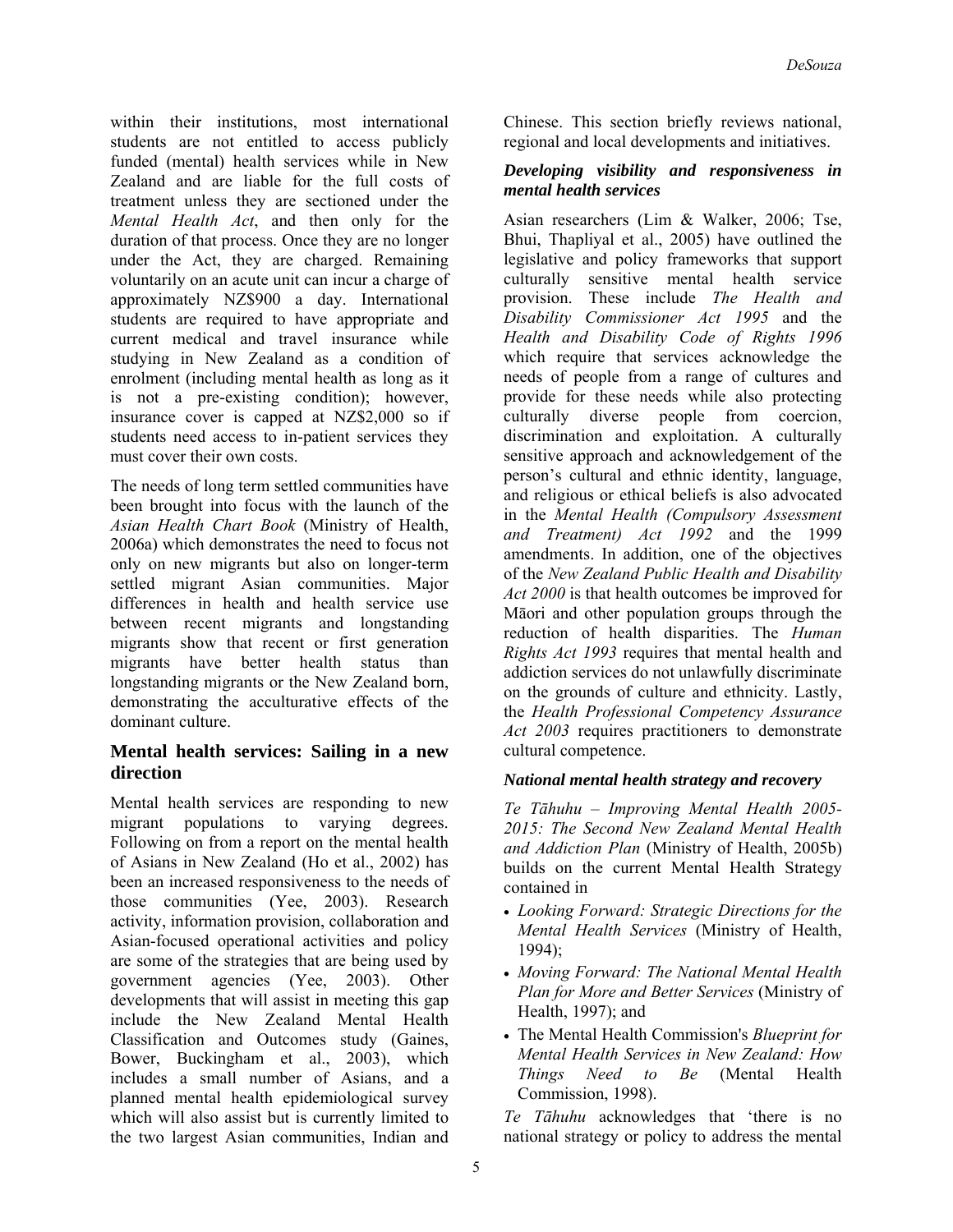within their institutions, most international students are not entitled to access publicly funded (mental) health services while in New Zealand and are liable for the full costs of treatment unless they are sectioned under the *Mental Health Act*, and then only for the duration of that process. Once they are no longer under the Act, they are charged. Remaining voluntarily on an acute unit can incur a charge of approximately NZ$900 a day. International students are required to have appropriate and current medical and travel insurance while studying in New Zealand as a condition of enrolment (including mental health as long as it is not a pre-existing condition); however, insurance cover is capped at NZ$2,000 so if students need access to in-patient services they must cover their own costs.

The needs of long term settled communities have been brought into focus with the launch of the *Asian Health Chart Book* (Ministry of Health, 2006a) which demonstrates the need to focus not only on new migrants but also on longer-term settled migrant Asian communities. Major differences in health and health service use between recent migrants and longstanding migrants show that recent or first generation migrants have better health status than longstanding migrants or the New Zealand born, demonstrating the acculturative effects of the dominant culture.

## Mental health services: Sailing in a new direction

Mental health services are responding to new migrant populations to varying degrees. Following on from a report on the mental health of Asians in New Zealand (Ho et al., 2002) has been an increased responsiveness to the needs of those communities (Yee, 2003). Research activity, information provision, collaboration and Asian-focused operational activities and policy are some of the strategies that are being used by government agencies (Yee, 2003). Other developments that will assist in meeting this gap include the New Zealand Mental Health Classification and Outcomes study (Gaines, Bower, Buckingham et al., 2003), which includes a small number of Asians, and a planned mental health epidemiological survey which will also assist but is currently limited to the two largest Asian communities, Indian and Chinese. This section briefly reviews national, regional and local developments and initiatives.

### *Developing visibility and responsiveness in mental health services*

Asian researchers (Lim & Walker, 2006; Tse, Bhui, Thapliyal et al., 2005) have outlined the legislative and policy frameworks that support culturally sensitive mental health service provision. These include *The Health and Disability Commissioner Act 1995* and the *Health and Disability Code of Rights 1996* which require that services acknowledge the needs of people from a range of cultures and provide for these needs while also protecting culturally diverse people from coercion, discrimination and exploitation. A culturally sensitive approach and acknowledgement of the person's cultural and ethnic identity, language, and religious or ethical beliefs is also advocated in the *Mental Health (Compulsory Assessment and Treatment) Act 1992* and the 1999 amendments. In addition, one of the objectives of the *New Zealand Public Health and Disability Act 2000* is that health outcomes be improved for Māori and other population groups through the reduction of health disparities. The *Human Rights Act 1993* requires that mental health and addiction services do not unlawfully discriminate on the grounds of culture and ethnicity. Lastly, the *Health Professional Competency Assurance Act 2003* requires practitioners to demonstrate cultural competence.

### *National mental health strategy and recovery*

*Te Tāhuhu – Improving Mental Health 2005-2015: The Second New Zealand Mental Health and Addiction Plan* (Ministry of Health, 2005b) builds on the current Mental Health Strategy contained in

- *Looking Forward: Strategic Directions for the Mental Health Services* (Ministry of Health, 1994);
- *Moving Forward: The National Mental Health Plan for More and Better Services* (Ministry of Health, 1997); and
- The Mental Health Commission's *Blueprint for Mental Health Services in New Zealand: How Things Need to Be* (Mental Health Commission, 1998).

*Te Tāhuhu* acknowledges that 'there is no national strategy or policy to address the mental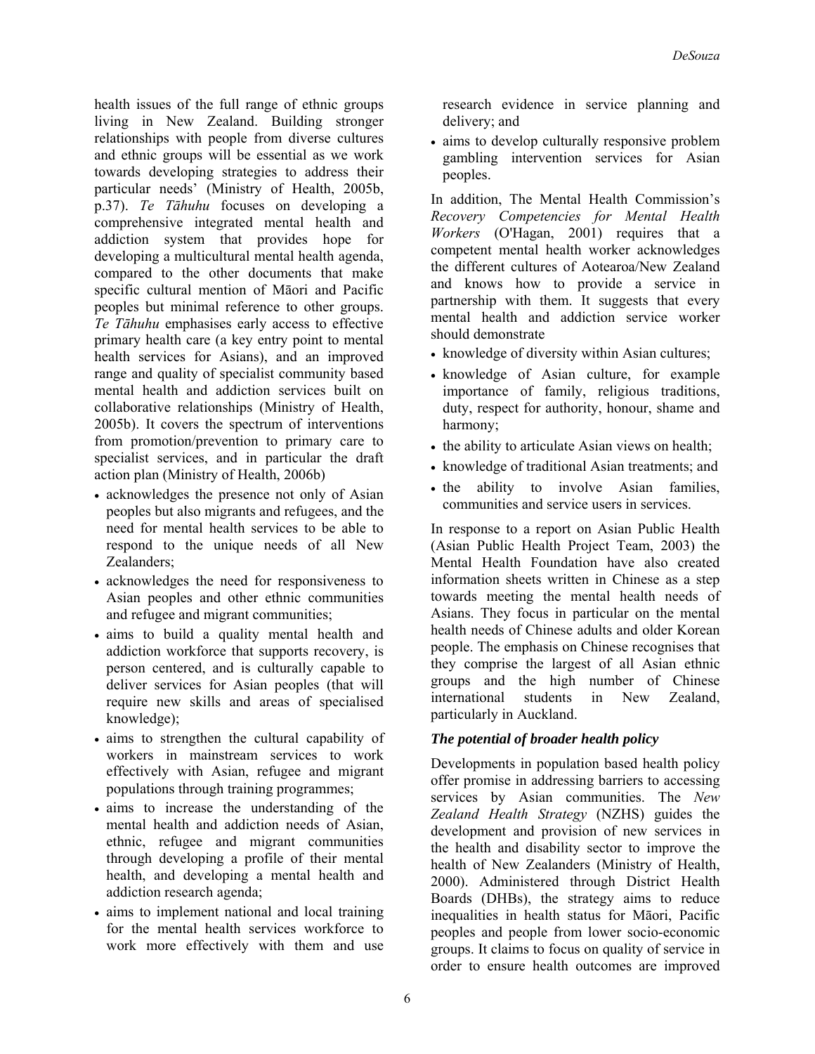health issues of the full range of ethnic groups living in New Zealand. Building stronger relationships with people from diverse cultures and ethnic groups will be essential as we work towards developing strategies to address their particular needs' (Ministry of Health, 2005b, p.37). *Te Tāhuhu* focuses on developing a comprehensive integrated mental health and addiction system that provides hope for developing a multicultural mental health agenda, compared to the other documents that make specific cultural mention of Māori and Pacific peoples but minimal reference to other groups. *Te Tāhuhu* emphasises early access to effective primary health care (a key entry point to mental health services for Asians), and an improved range and quality of specialist community based mental health and addiction services built on collaborative relationships (Ministry of Health, 2005b). It covers the spectrum of interventions from promotion/prevention to primary care to specialist services, and in particular the draft action plan (Ministry of Health, 2006b)

- acknowledges the presence not only of Asian peoples but also migrants and refugees, and the need for mental health services to be able to respond to the unique needs of all New Zealanders;
- acknowledges the need for responsiveness to Asian peoples and other ethnic communities and refugee and migrant communities;
- aims to build a quality mental health and addiction workforce that supports recovery, is person centered, and is culturally capable to deliver services for Asian peoples (that will require new skills and areas of specialised knowledge);
- aims to strengthen the cultural capability of workers in mainstream services to work effectively with Asian, refugee and migrant populations through training programmes;
- aims to increase the understanding of the mental health and addiction needs of Asian, ethnic, refugee and migrant communities through developing a profile of their mental health, and developing a mental health and addiction research agenda;
- aims to implement national and local training for the mental health services workforce to work more effectively with them and use research evidence in service planning and delivery; and
- aims to develop culturally responsive problem gambling intervention services for Asian peoples.

In addition, The Mental Health Commission's *Recovery Competencies for Mental Health Workers* (O'Hagan, 2001) requires that a competent mental health worker acknowledges the different cultures of Aotearoa/New Zealand and knows how to provide a service in partnership with them. It suggests that every mental health and addiction service worker should demonstrate

- knowledge of diversity within Asian cultures;
- knowledge of Asian culture, for example importance of family, religious traditions, duty, respect for authority, honour, shame and harmony;
- the ability to articulate Asian views on health;
- knowledge of traditional Asian treatments; and
- the ability to involve Asian families, communities and service users in services.

In response to a report on Asian Public Health (Asian Public Health Project Team, 2003) the Mental Health Foundation have also created information sheets written in Chinese as a step towards meeting the mental health needs of Asians. They focus in particular on the mental health needs of Chinese adults and older Korean people. The emphasis on Chinese recognises that they comprise the largest of all Asian ethnic groups and the high number of Chinese international students in New Zealand, particularly in Auckland.

### *The potential of broader health policy*

Developments in population based health policy offer promise in addressing barriers to accessing services by Asian communities. The *New Zealand Health Strategy* (NZHS) guides the development and provision of new services in the health and disability sector to improve the health of New Zealanders (Ministry of Health, 2000). Administered through District Health Boards (DHBs), the strategy aims to reduce inequalities in health status for Māori, Pacific peoples and people from lower socio-economic groups. It claims to focus on quality of service in order to ensure health outcomes are improved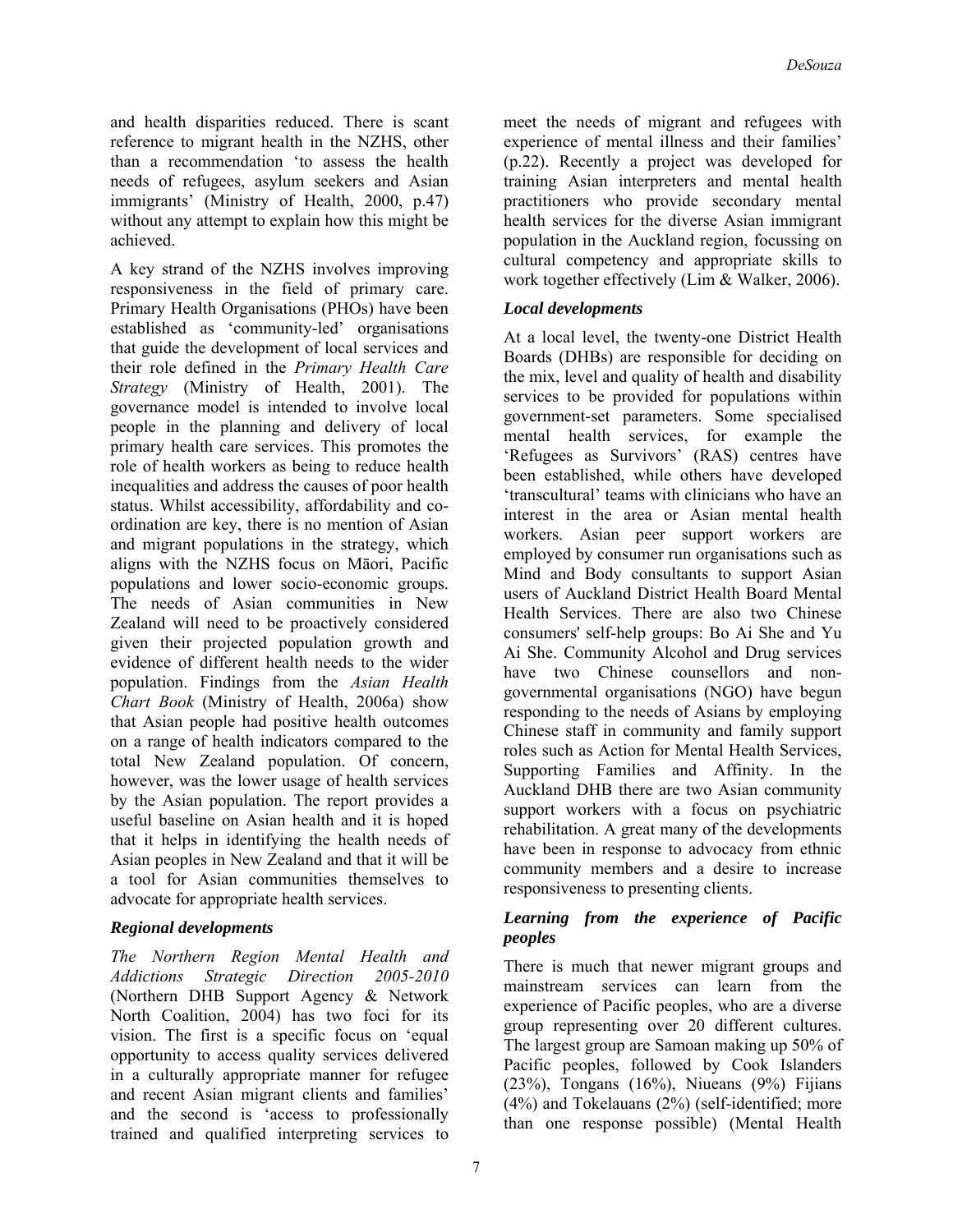and health disparities reduced. There is scant reference to migrant health in the NZHS, other than a recommendation 'to assess the health needs of refugees, asylum seekers and Asian immigrants' (Ministry of Health, 2000, p.47) without any attempt to explain how this might be achieved.

A key strand of the NZHS involves improving responsiveness in the field of primary care. Primary Health Organisations (PHOs) have been established as 'community-led' organisations that guide the development of local services and their role defined in the *Primary Health Care Strategy* (Ministry of Health, 2001). The governance model is intended to involve local people in the planning and delivery of local primary health care services. This promotes the role of health workers as being to reduce health inequalities and address the causes of poor health status. Whilst accessibility, affordability and co-ordination are key, there is no mention of Asian and migrant populations in the strategy, which aligns with the NZHS focus on Māori, Pacific populations and lower socio-economic groups. The needs of Asian communities in New Zealand will need to be proactively considered given their projected population growth and evidence of different health needs to the wider population. Findings from the *Asian Health Chart Book* (Ministry of Health, 2006a) show that Asian people had positive health outcomes on a range of health indicators compared to the total New Zealand population. Of concern, however, was the lower usage of health services by the Asian population. The report provides a useful baseline on Asian health and it is hoped that it helps in identifying the health needs of Asian peoples in New Zealand and that it will be a tool for Asian communities themselves to advocate for appropriate health services.

### *Regional developments*

*The Northern Region Mental Health and Addictions Strategic Direction 2005-2010* (Northern DHB Support Agency & Network North Coalition, 2004) has two foci for its vision. The first is a specific focus on 'equal opportunity to access quality services delivered in a culturally appropriate manner for refugee and recent Asian migrant clients and families' and the second is 'access to professionally trained and qualified interpreting services to meet the needs of migrant and refugees with experience of mental illness and their families' (p.22). Recently a project was developed for training Asian interpreters and mental health practitioners who provide secondary mental health services for the diverse Asian immigrant population in the Auckland region, focussing on cultural competency and appropriate skills to work together effectively (Lim & Walker, 2006).

### *Local developments*

At a local level, the twenty-one District Health Boards (DHBs) are responsible for deciding on the mix, level and quality of health and disability services to be provided for populations within government-set parameters. Some specialised mental health services, for example the 'Refugees as Survivors' (RAS) centres have been established, while others have developed 'transcultural' teams with clinicians who have an interest in the area or Asian mental health workers. Asian peer support workers are employed by consumer run organisations such as Mind and Body consultants to support Asian users of Auckland District Health Board Mental Health Services. There are also two Chinese consumers' self-help groups: Bo Ai She and Yu Ai She. Community Alcohol and Drug services have two Chinese counsellors and non-governmental organisations (NGO) have begun responding to the needs of Asians by employing Chinese staff in community and family support roles such as Action for Mental Health Services, Supporting Families and Affinity. In the Auckland DHB there are two Asian community support workers with a focus on psychiatric rehabilitation. A great many of the developments have been in response to advocacy from ethnic community members and a desire to increase responsiveness to presenting clients.

### *Learning from the experience of Pacific peoples*

There is much that newer migrant groups and mainstream services can learn from the experience of Pacific peoples, who are a diverse group representing over 20 different cultures. The largest group are Samoan making up 50% of Pacific peoples, followed by Cook Islanders (23%), Tongans (16%), Niueans (9%) Fijians (4%) and Tokelauans (2%) (self-identified; more than one response possible) (Mental Health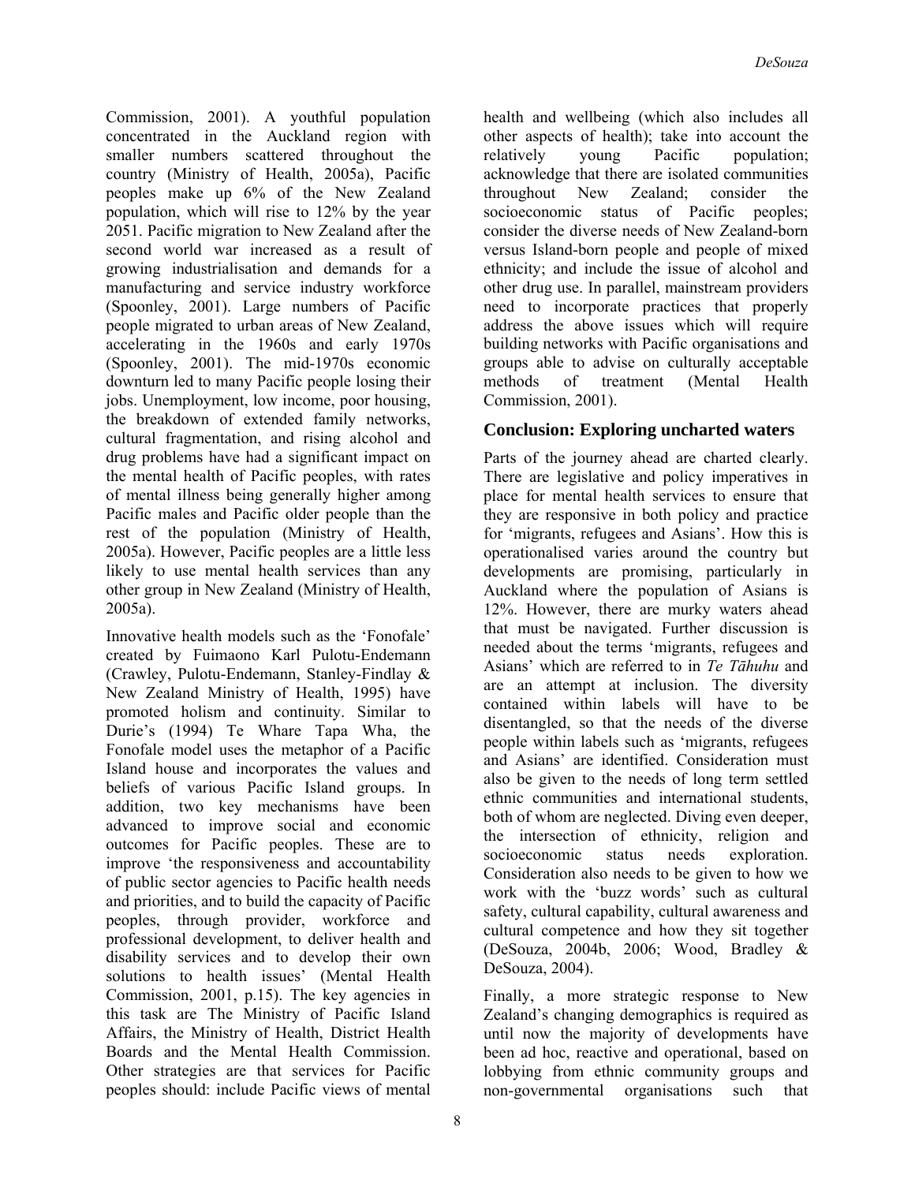Commission, 2001). A youthful population concentrated in the Auckland region with smaller numbers scattered throughout the country (Ministry of Health, 2005a), Pacific peoples make up 6% of the New Zealand population, which will rise to 12% by the year 2051. Pacific migration to New Zealand after the second world war increased as a result of growing industrialisation and demands for a manufacturing and service industry workforce (Spoonley, 2001). Large numbers of Pacific people migrated to urban areas of New Zealand, accelerating in the 1960s and early 1970s (Spoonley, 2001). The mid-1970s economic downturn led to many Pacific people losing their jobs. Unemployment, low income, poor housing, the breakdown of extended family networks, cultural fragmentation, and rising alcohol and drug problems have had a significant impact on the mental health of Pacific peoples, with rates of mental illness being generally higher among Pacific males and Pacific older people than the rest of the population (Ministry of Health, 2005a). However, Pacific peoples are a little less likely to use mental health services than any other group in New Zealand (Ministry of Health, 2005a).

Innovative health models such as the 'Fonofale' created by Fuimaono Karl Pulotu-Endemann (Crawley, Pulotu-Endemann, Stanley-Findlay & New Zealand Ministry of Health, 1995) have promoted holism and continuity. Similar to Durie's (1994) Te Whare Tapa Wha, the Fonofale model uses the metaphor of a Pacific Island house and incorporates the values and beliefs of various Pacific Island groups. In addition, two key mechanisms have been advanced to improve social and economic outcomes for Pacific peoples. These are to improve 'the responsiveness and accountability of public sector agencies to Pacific health needs and priorities, and to build the capacity of Pacific peoples, through provider, workforce and professional development, to deliver health and disability services and to develop their own solutions to health issues' (Mental Health Commission, 2001, p.15). The key agencies in this task are The Ministry of Pacific Island Affairs, the Ministry of Health, District Health Boards and the Mental Health Commission. Other strategies are that services for Pacific peoples should: include Pacific views of mental health and wellbeing (which also includes all other aspects of health); take into account the relatively young Pacific population; acknowledge that there are isolated communities throughout New Zealand; consider the socioeconomic status of Pacific peoples; consider the diverse needs of New Zealand-born versus Island-born people and people of mixed ethnicity; and include the issue of alcohol and other drug use. In parallel, mainstream providers need to incorporate practices that properly address the above issues which will require building networks with Pacific organisations and groups able to advise on culturally acceptable methods of treatment (Mental Health Commission, 2001).

## Conclusion: Exploring uncharted waters

Parts of the journey ahead are charted clearly. There are legislative and policy imperatives in place for mental health services to ensure that they are responsive in both policy and practice for 'migrants, refugees and Asians'. How this is operationalised varies around the country but developments are promising, particularly in Auckland where the population of Asians is 12%. However, there are murky waters ahead that must be navigated. Further discussion is needed about the terms 'migrants, refugees and Asians' which are referred to in *Te Tāhuhu* and are an attempt at inclusion. The diversity contained within labels will have to be disentangled, so that the needs of the diverse people within labels such as 'migrants, refugees and Asians' are identified. Consideration must also be given to the needs of long term settled ethnic communities and international students, both of whom are neglected. Diving even deeper, the intersection of ethnicity, religion and socioeconomic status needs exploration. Consideration also needs to be given to how we work with the 'buzz words' such as cultural safety, cultural capability, cultural awareness and cultural competence and how they sit together (DeSouza, 2004b, 2006; Wood, Bradley & DeSouza, 2004).

Finally, a more strategic response to New Zealand's changing demographics is required as until now the majority of developments have been ad hoc, reactive and operational, based on lobbying from ethnic community groups and non-governmental organisations such that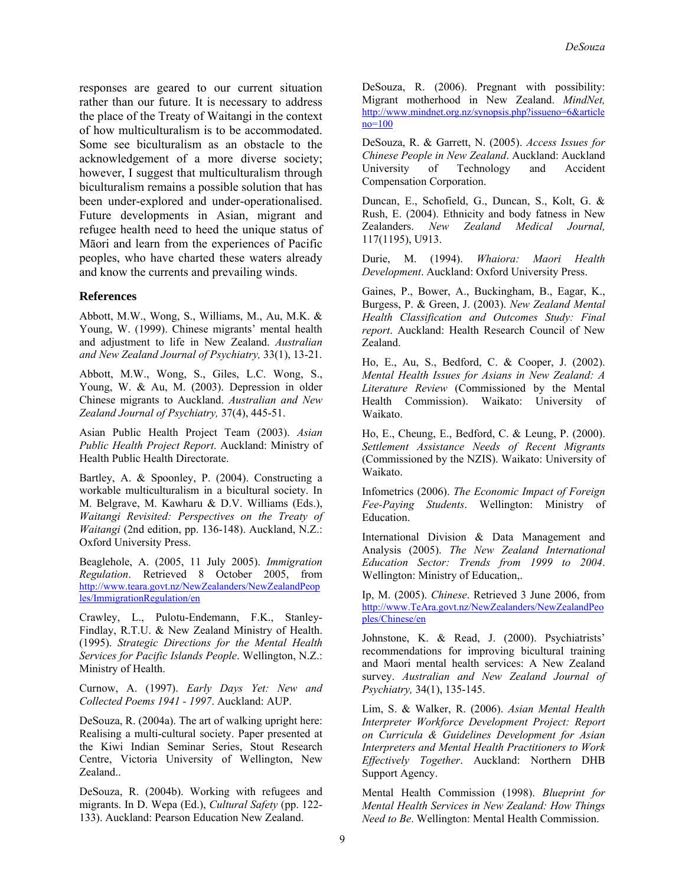responses are geared to our current situation rather than our future. It is necessary to address the place of the Treaty of Waitangi in the context of how multiculturalism is to be accommodated. Some see biculturalism as an obstacle to the acknowledgement of a more diverse society; however, I suggest that multiculturalism through biculturalism remains a possible solution that has been under-explored and under-operationalised. Future developments in Asian, migrant and refugee health need to heed the unique status of Māori and learn from the experiences of Pacific peoples, who have charted these waters already and know the currents and prevailing winds.

### References

Abbott, M.W., Wong, S., Williams, M., Au, M.K. & Young, W. (1999). Chinese migrants' mental health and adjustment to life in New Zealand. *Australian and New Zealand Journal of Psychiatry,* 33(1), 13-21.

Abbott, M.W., Wong, S., Giles, L.C. Wong, S., Young, W. & Au, M. (2003). Depression in older Chinese migrants to Auckland. *Australian and New Zealand Journal of Psychiatry,* 37(4), 445-51.

Asian Public Health Project Team (2003). *Asian Public Health Project Report*. Auckland: Ministry of Health Public Health Directorate.

Bartley, A. & Spoonley, P. (2004). Constructing a workable multiculturalism in a bicultural society. In M. Belgrave, M. Kawharu & D.V. Williams (Eds.), *Waitangi Revisited: Perspectives on the Treaty of Waitangi* (2nd edition, pp. 136-148). Auckland, N.Z.: Oxford University Press.

Beaglehole, A. (2005, 11 July 2005). *Immigration Regulation*. Retrieved 8 October 2005, from http://www.teara.govt.nz/NewZealanders/NewZealandPeoples/ImmigrationRegulation/en

Crawley, L., Pulotu-Endemann, F.K., Stanley-Findlay, R.T.U. & New Zealand Ministry of Health. (1995). *Strategic Directions for the Mental Health Services for Pacific Islands People*. Wellington, N.Z.: Ministry of Health.

Curnow, A. (1997). *Early Days Yet: New and Collected Poems 1941 - 1997*. Auckland: AUP.

DeSouza, R. (2004a). The art of walking upright here: Realising a multi-cultural society. Paper presented at the Kiwi Indian Seminar Series, Stout Research Centre, Victoria University of Wellington, New Zealand..

DeSouza, R. (2004b). Working with refugees and migrants. In D. Wepa (Ed.), *Cultural Safety* (pp. 122-133). Auckland: Pearson Education New Zealand.

DeSouza, R. (2006). Pregnant with possibility: Migrant motherhood in New Zealand. *MindNet,* http://www.mindnet.org.nz/synopsis.php?issueno=6&articleno=100

DeSouza, R. & Garrett, N. (2005). *Access Issues for Chinese People in New Zealand*. Auckland: Auckland University of Technology and Accident Compensation Corporation.

Duncan, E., Schofield, G., Duncan, S., Kolt, G. & Rush, E. (2004). Ethnicity and body fatness in New Zealanders. *New Zealand Medical Journal,* 117(1195), U913.

Durie, M. (1994). *Whaiora: Maori Health Development*. Auckland: Oxford University Press.

Gaines, P., Bower, A., Buckingham, B., Eagar, K., Burgess, P. & Green, J. (2003). *New Zealand Mental Health Classification and Outcomes Study: Final report*. Auckland: Health Research Council of New Zealand.

Ho, E., Au, S., Bedford, C. & Cooper, J. (2002). *Mental Health Issues for Asians in New Zealand: A Literature Review* (Commissioned by the Mental Health Commission). Waikato: University of Waikato.

Ho, E., Cheung, E., Bedford, C. & Leung, P. (2000). *Settlement Assistance Needs of Recent Migrants* (Commissioned by the NZIS). Waikato: University of Waikato.

Infometrics (2006). *The Economic Impact of Foreign Fee-Paying Students*. Wellington: Ministry of Education.

International Division & Data Management and Analysis (2005). *The New Zealand International Education Sector: Trends from 1999 to 2004*. Wellington: Ministry of Education,.

Ip, M. (2005). *Chinese*. Retrieved 3 June 2006, from http://www.TeAra.govt.nz/NewZealanders/NewZealandPeoples/Chinese/en

Johnstone, K. & Read, J. (2000). Psychiatrists' recommendations for improving bicultural training and Maori mental health services: A New Zealand survey. *Australian and New Zealand Journal of Psychiatry,* 34(1), 135-145.

Lim, S. & Walker, R. (2006). *Asian Mental Health Interpreter Workforce Development Project: Report on Curricula & Guidelines Development for Asian Interpreters and Mental Health Practitioners to Work Effectively Together*. Auckland: Northern DHB Support Agency.

Mental Health Commission (1998). *Blueprint for Mental Health Services in New Zealand: How Things Need to Be*. Wellington: Mental Health Commission.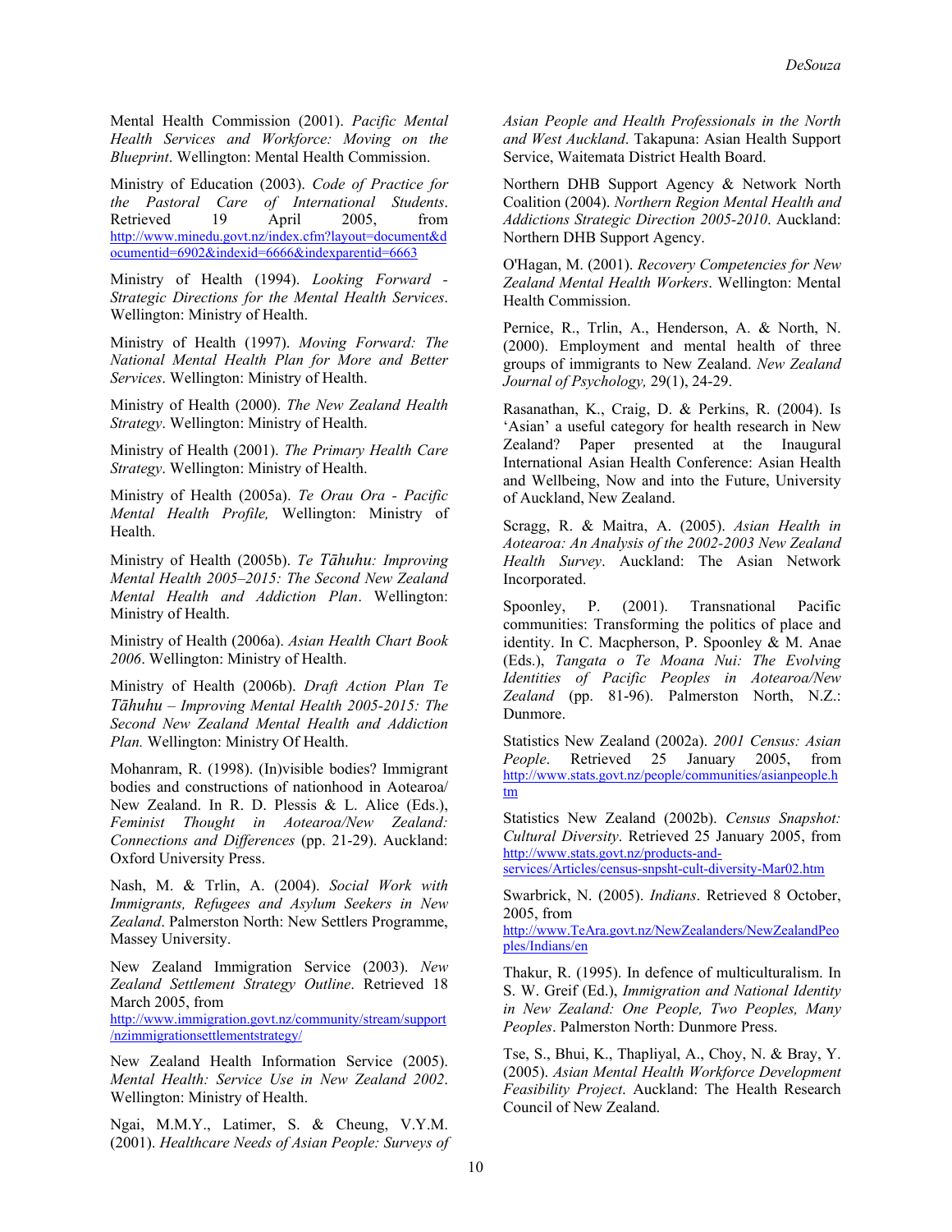Mental Health Commission (2001). *Pacific Mental Health Services and Workforce: Moving on the Blueprint*. Wellington: Mental Health Commission.

Ministry of Education (2003). *Code of Practice for the Pastoral Care of International Students*. Retrieved 19 April 2005, from http://www.minedu.govt.nz/index.cfm?layout=document&documentid=6902&indexid=6666&indexparentid=6663

Ministry of Health (1994). *Looking Forward - Strategic Directions for the Mental Health Services*. Wellington: Ministry of Health.

Ministry of Health (1997). *Moving Forward: The National Mental Health Plan for More and Better Services*. Wellington: Ministry of Health.

Ministry of Health (2000). *The New Zealand Health Strategy*. Wellington: Ministry of Health.

Ministry of Health (2001). *The Primary Health Care Strategy*. Wellington: Ministry of Health.

Ministry of Health (2005a). *Te Orau Ora - Pacific Mental Health Profile,* Wellington: Ministry of Health.

Ministry of Health (2005b). *Te Tāhuhu: Improving Mental Health 2005–2015: The Second New Zealand Mental Health and Addiction Plan*. Wellington: Ministry of Health.

Ministry of Health (2006a). *Asian Health Chart Book 2006*. Wellington: Ministry of Health.

Ministry of Health (2006b). *Draft Action Plan Te Tāhuhu – Improving Mental Health 2005-2015: The Second New Zealand Mental Health and Addiction Plan.* Wellington: Ministry Of Health.

Mohanram, R. (1998). (In)visible bodies? Immigrant bodies and constructions of nationhood in Aotearoa/ New Zealand. In R. D. Plessis & L. Alice (Eds.), *Feminist Thought in Aotearoa/New Zealand: Connections and Differences* (pp. 21-29). Auckland: Oxford University Press.

Nash, M. & Trlin, A. (2004). *Social Work with Immigrants, Refugees and Asylum Seekers in New Zealand*. Palmerston North: New Settlers Programme, Massey University.

New Zealand Immigration Service (2003). *New Zealand Settlement Strategy Outline*. Retrieved 18 March 2005, from http://www.immigration.govt.nz/community/stream/support/nzimmigrationsettlementstrategy/

New Zealand Health Information Service (2005). *Mental Health: Service Use in New Zealand 2002*. Wellington: Ministry of Health.

Ngai, M.M.Y., Latimer, S. & Cheung, V.Y.M. (2001). *Healthcare Needs of Asian People: Surveys of Asian People and Health Professionals in the North and West Auckland*. Takapuna: Asian Health Support Service, Waitemata District Health Board.

Northern DHB Support Agency & Network North Coalition (2004). *Northern Region Mental Health and Addictions Strategic Direction 2005-2010*. Auckland: Northern DHB Support Agency.

O'Hagan, M. (2001). *Recovery Competencies for New Zealand Mental Health Workers*. Wellington: Mental Health Commission.

Pernice, R., Trlin, A., Henderson, A. & North, N. (2000). Employment and mental health of three groups of immigrants to New Zealand. *New Zealand Journal of Psychology,* 29(1), 24-29.

Rasanathan, K., Craig, D. & Perkins, R. (2004). Is 'Asian' a useful category for health research in New Zealand? Paper presented at the Inaugural International Asian Health Conference: Asian Health and Wellbeing, Now and into the Future, University of Auckland, New Zealand.

Scragg, R. & Maitra, A. (2005). *Asian Health in Aotearoa: An Analysis of the 2002-2003 New Zealand Health Survey*. Auckland: The Asian Network Incorporated.

Spoonley, P. (2001). Transnational Pacific communities: Transforming the politics of place and identity. In C. Macpherson, P. Spoonley & M. Anae (Eds.), *Tangata o Te Moana Nui: The Evolving Identities of Pacific Peoples in Aotearoa/New Zealand* (pp. 81-96). Palmerston North, N.Z.: Dunmore.

Statistics New Zealand (2002a). *2001 Census: Asian People*. Retrieved 25 January 2005, from http://www.stats.govt.nz/people/communities/asianpeople.htm

Statistics New Zealand (2002b). *Census Snapshot: Cultural Diversity*. Retrieved 25 January 2005, from http://www.stats.govt.nz/products-and-services/Articles/census-snpsht-cult-diversity-Mar02.htm

Swarbrick, N. (2005). *Indians*. Retrieved 8 October, 2005, from http://www.TeAra.govt.nz/NewZealanders/NewZealandPeoples/Indians/en

Thakur, R. (1995). In defence of multiculturalism. In S. W. Greif (Ed.), *Immigration and National Identity in New Zealand: One People, Two Peoples, Many Peoples*. Palmerston North: Dunmore Press.

Tse, S., Bhui, K., Thapliyal, A., Choy, N. & Bray, Y. (2005). *Asian Mental Health Workforce Development Feasibility Project*. Auckland: The Health Research Council of New Zealand.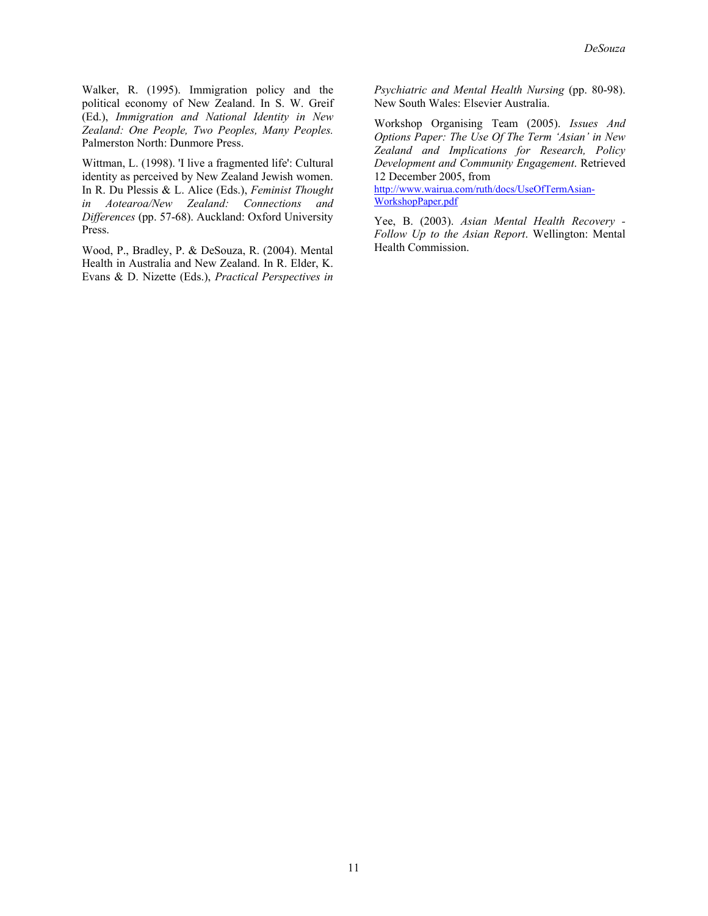Walker, R. (1995). Immigration policy and the political economy of New Zealand. In S. W. Greif (Ed.), *Immigration and National Identity in New Zealand: One People, Two Peoples, Many Peoples.* Palmerston North: Dunmore Press.

Wittman, L. (1998). 'I live a fragmented life': Cultural identity as perceived by New Zealand Jewish women. In R. Du Plessis & L. Alice (Eds.), *Feminist Thought in Aotearoa/New Zealand: Connections and Differences* (pp. 57-68). Auckland: Oxford University Press.

Wood, P., Bradley, P. & DeSouza, R. (2004). Mental Health in Australia and New Zealand. In R. Elder, K. Evans & D. Nizette (Eds.), *Practical Perspectives in Psychiatric and Mental Health Nursing* (pp. 80-98). New South Wales: Elsevier Australia.

Workshop Organising Team (2005). *Issues And Options Paper: The Use Of The Term 'Asian' in New Zealand and Implications for Research, Policy Development and Community Engagement*. Retrieved 12 December 2005, from http://www.wairua.com/ruth/docs/UseOfTermAsian-WorkshopPaper.pdf

Yee, B. (2003). *Asian Mental Health Recovery - Follow Up to the Asian Report*. Wellington: Mental Health Commission.